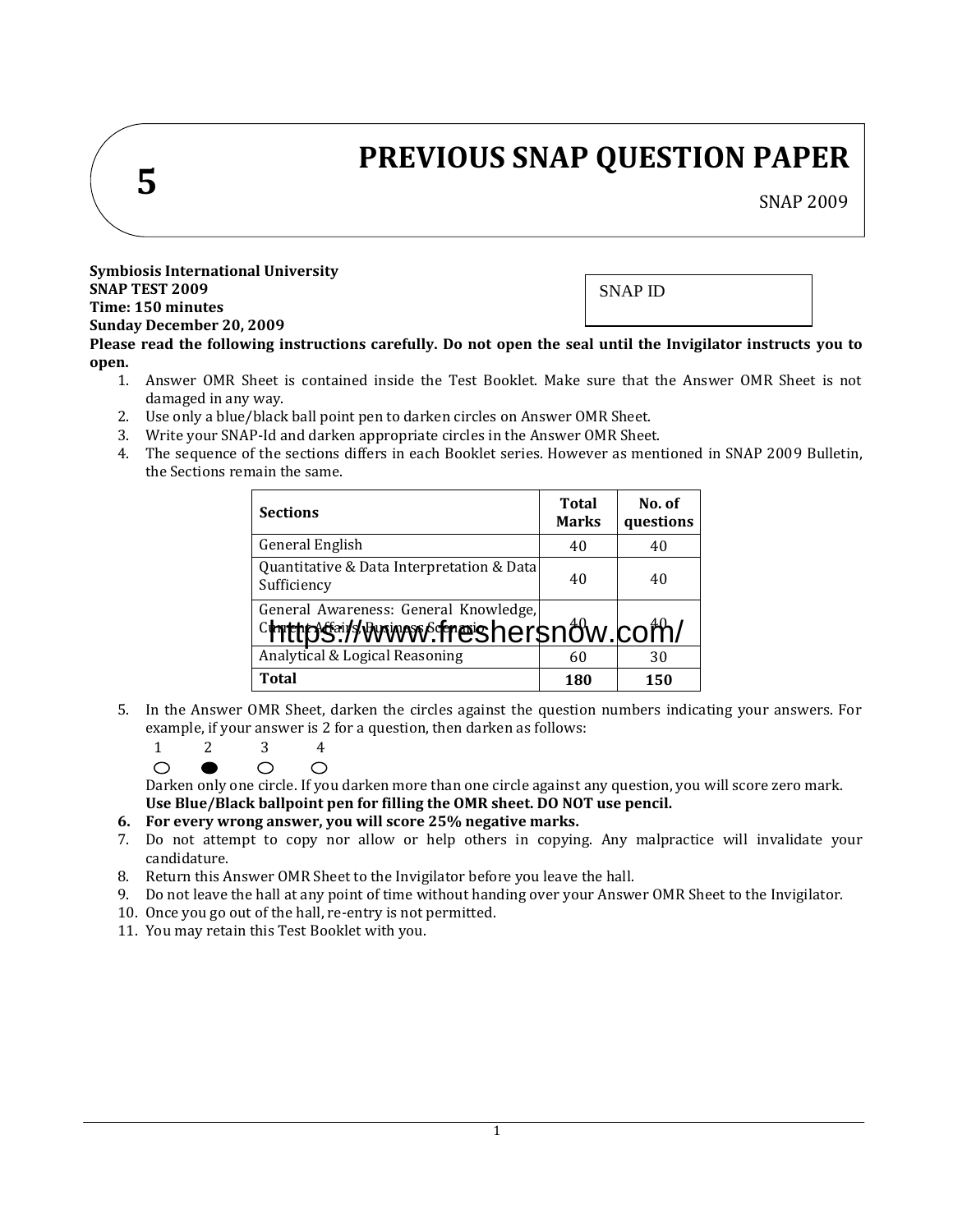# 5

# PREVIOUS SNAP QUESTION PAPER

SNAP 2009

**Symbiosis International University**
**SNAP TEST 2009**
**Time: 150 minutes**
**Sunday December 20, 2009**

SNAP ID

**Please read the following instructions carefully. Do not open the seal until the Invigilator instructs you to open.**

1. Answer OMR Sheet is contained inside the Test Booklet. Make sure that the Answer OMR Sheet is not damaged in any way.
2. Use only a blue/black ball point pen to darken circles on Answer OMR Sheet.
3. Write your SNAP-Id and darken appropriate circles in the Answer OMR Sheet.
4. The sequence of the sections differs in each Booklet series. However as mentioned in SNAP 2009 Bulletin, the Sections remain the same.

| Sections | Total Marks | No. of questions |
|---|---|---|
| General English | 40 | 40 |
| Quantitative & Data Interpretation & Data Sufficiency | 40 | 40 |
| General Awareness: General Knowledge, Current Affairs, Business Scenario | 40 | 40 |
| Analytical & Logical Reasoning | 60 | 30 |
| **Total** | **180** | **150** |

5. In the Answer OMR Sheet, darken the circles against the question numbers indicating your answers. For example, if your answer is 2 for a question, then darken as follows:

   1 ○ &nbsp;&nbsp; 2 ● &nbsp;&nbsp; 3 ○ &nbsp;&nbsp; 4 ○

   Darken only one circle. If you darken more than one circle against any question, you will score zero mark.
   **Use Blue/Black ballpoint pen for filling the OMR sheet. DO NOT use pencil.**
6. **For every wrong answer, you will score 25% negative marks.**
7. Do not attempt to copy nor allow or help others in copying. Any malpractice will invalidate your candidature.
8. Return this Answer OMR Sheet to the Invigilator before you leave the hall.
9. Do not leave the hall at any point of time without handing over your Answer OMR Sheet to the Invigilator.
10. Once you go out of the hall, re-entry is not permitted.
11. You may retain this Test Booklet with you.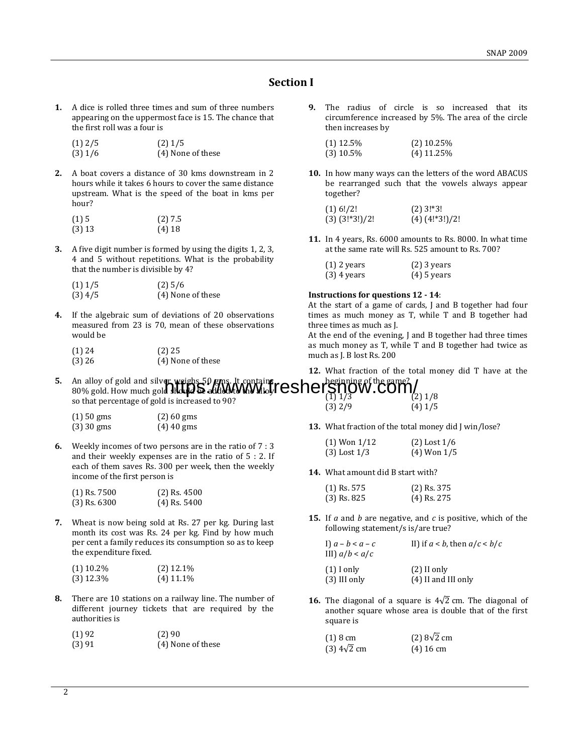## Section I

**1.** A dice is rolled three times and sum of three numbers appearing on the uppermost face is 15. The chance that the first roll was a four is

(1) 2/5 (2) 1/5
(3) 1/6 (4) None of these

**2.** A boat covers a distance of 30 kms downstream in 2 hours while it takes 6 hours to cover the same distance upstream. What is the speed of the boat in kms per hour?

(1) 5 (2) 7.5
(3) 13 (4) 18

**3.** A five digit number is formed by using the digits 1, 2, 3, 4 and 5 without repetitions. What is the probability that the number is divisible by 4?

(1) 1/5 (2) 5/6
(3) 4/5 (4) None of these

**4.** If the algebraic sum of deviations of 20 observations measured from 23 is 70, mean of these observations would be

(1) 24 (2) 25
(3) 26 (4) None of these

**5.** An alloy of gold and silver weighs 50 gms. It contains 80% gold. How much gold should be added to the alloy so that percentage of gold is increased to 90?

(1) 50 gms (2) 60 gms
(3) 30 gms (4) 40 gms

**6.** Weekly incomes of two persons are in the ratio of 7 : 3 and their weekly expenses are in the ratio of 5 : 2. If each of them saves Rs. 300 per week, then the weekly income of the first person is

(1) Rs. 7500 (2) Rs. 4500
(3) Rs. 6300 (4) Rs. 5400

**7.** Wheat is now being sold at Rs. 27 per kg. During last month its cost was Rs. 24 per kg. Find by how much per cent a family reduces its consumption so as to keep the expenditure fixed.

(1) 10.2% (2) 12.1%
(3) 12.3% (4) 11.1%

**8.** There are 10 stations on a railway line. The number of different journey tickets that are required by the authorities is

(1) 92 (2) 90
(3) 91 (4) None of these

**9.** The radius of circle is so increased that its circumference increased by 5%. The area of the circle then increases by

(1) 12.5% (2) 10.25%
(3) 10.5% (4) 11.25%

**10.** In how many ways can the letters of the word ABACUS be rearranged such that the vowels always appear together?

(1) 6!/2! (2) 3!*3!
(3) (3!*3!)/2! (4) (4!*3!)/2!

**11.** In 4 years, Rs. 6000 amounts to Rs. 8000. In what time at the same rate will Rs. 525 amount to Rs. 700?

(1) 2 years (2) 3 years
(3) 4 years (4) 5 years

**Instructions for questions 12 - 14**:
At the start of a game of cards, J and B together had four times as much money as T, while T and B together had three times as much as J.
At the end of the evening, J and B together had three times as much money as T, while T and B together had twice as much as J. B lost Rs. 200

**12.** What fraction of the total money did T have at the beginning of the game?

(1) 1/3 (2) 1/8
(3) 2/9 (4) 1/5

**13.** What fraction of the total money did J win/lose?

(1) Won 1/12 (2) Lost 1/6
(3) Lost 1/3 (4) Won 1/5

**14.** What amount did B start with?

(1) Rs. 575 (2) Rs. 375
(3) Rs. 825 (4) Rs. 275

**15.** If $a$ and $b$ are negative, and $c$ is positive, which of the following statement/s is/are true?

I) $a - b < a - c$ II) if $a < b$, then $a/c < b/c$
III) $a/b < a/c$

(1) I only (2) II only
(3) III only (4) II and III only

**16.** The diagonal of a square is $4\sqrt{2}$ cm. The diagonal of another square whose area is double that of the first square is

(1) 8 cm (2) $8\sqrt{2}$ cm
(3) $4\sqrt{2}$ cm (4) 16 cm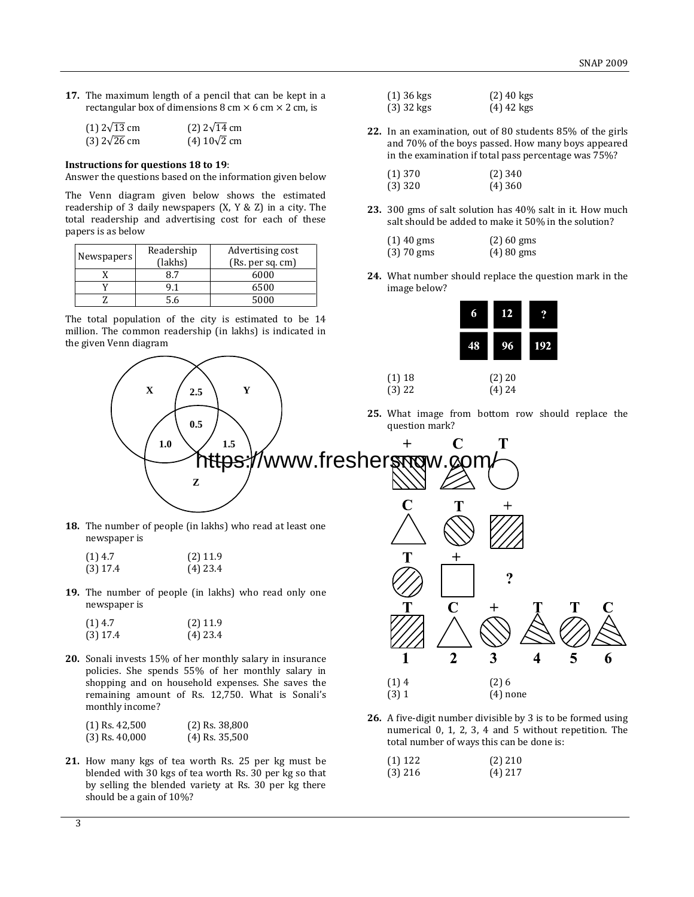**17.** The maximum length of a pencil that can be kept in a rectangular box of dimensions 8 cm × 6 cm × 2 cm, is

(1) $2\sqrt{13}$ cm (2) $2\sqrt{14}$ cm
(3) $2\sqrt{26}$ cm (4) $10\sqrt{2}$ cm

**Instructions for questions 18 to 19**:
Answer the questions based on the information given below

The Venn diagram given below shows the estimated readership of 3 daily newspapers (X, Y & Z) in a city. The total readership and advertising cost for each of these papers is as below

| Newspapers | Readership (lakhs) | Advertising cost (Rs. per sq. cm) |
|---|---|---|
| X | 8.7 | 6000 |
| Y | 9.1 | 6500 |
| Z | 5.6 | 5000 |

The total population of the city is estimated to be 14 million. The common readership (in lakhs) is indicated in the given Venn diagram

X, Y, Z: X∩Y only = 2.5, X∩Y∩Z = 0.5, X∩Z only = 1.0, Y∩Z only = 1.5

**18.** The number of people (in lakhs) who read at least one newspaper is

(1) 4.7 (2) 11.9
(3) 17.4 (4) 23.4

**19.** The number of people (in lakhs) who read only one newspaper is

(1) 4.7 (2) 11.9
(3) 17.4 (4) 23.4

**20.** Sonali invests 15% of her monthly salary in insurance policies. She spends 55% of her monthly salary in shopping and on household expenses. She saves the remaining amount of Rs. 12,750. What is Sonali's monthly income?

(1) Rs. 42,500 (2) Rs. 38,800
(3) Rs. 40,000 (4) Rs. 35,500

**21.** How many kgs of tea worth Rs. 25 per kg must be blended with 30 kgs of tea worth Rs. 30 per kg so that by selling the blended variety at Rs. 30 per kg there should be a gain of 10%?

(1) 36 kgs (2) 40 kgs
(3) 32 kgs (4) 42 kgs

**22.** In an examination, out of 80 students 85% of the girls and 70% of the boys passed. How many boys appeared in the examination if total pass percentage was 75%?

(1) 370 (2) 340
(3) 320 (4) 360

**23.** 300 gms of salt solution has 40% salt in it. How much salt should be added to make it 50% in the solution?

(1) 40 gms (2) 60 gms
(3) 70 gms (4) 80 gms

**24.** What number should replace the question mark in the image below?

| 6 | 12 | ? |
|---|---|---|
| 48 | 96 | 192 |

(1) 18 (2) 20
(3) 22 (4) 24

**25.** What image from bottom row should replace the question mark?

Row 1: + (square, hatched), C (triangle, hatched), T (circle, blank)
Row 2: C (triangle, blank), T (circle, hatched), + (square, hatched)
Row 3: T (circle, hatched), + (square, blank), ?

Options: 1: T (square, hatched); 2: C (triangle, blank); 3: + (circle, hatched); 4: T (triangle, hatched); 5: T (circle, hatched); 6: C (triangle, hatched)

(1) 4 (2) 6
(3) 1 (4) none

**26.** A five-digit number divisible by 3 is to be formed using numerical 0, 1, 2, 3, 4 and 5 without repetition. The total number of ways this can be done is:

(1) 122 (2) 210
(3) 216 (4) 217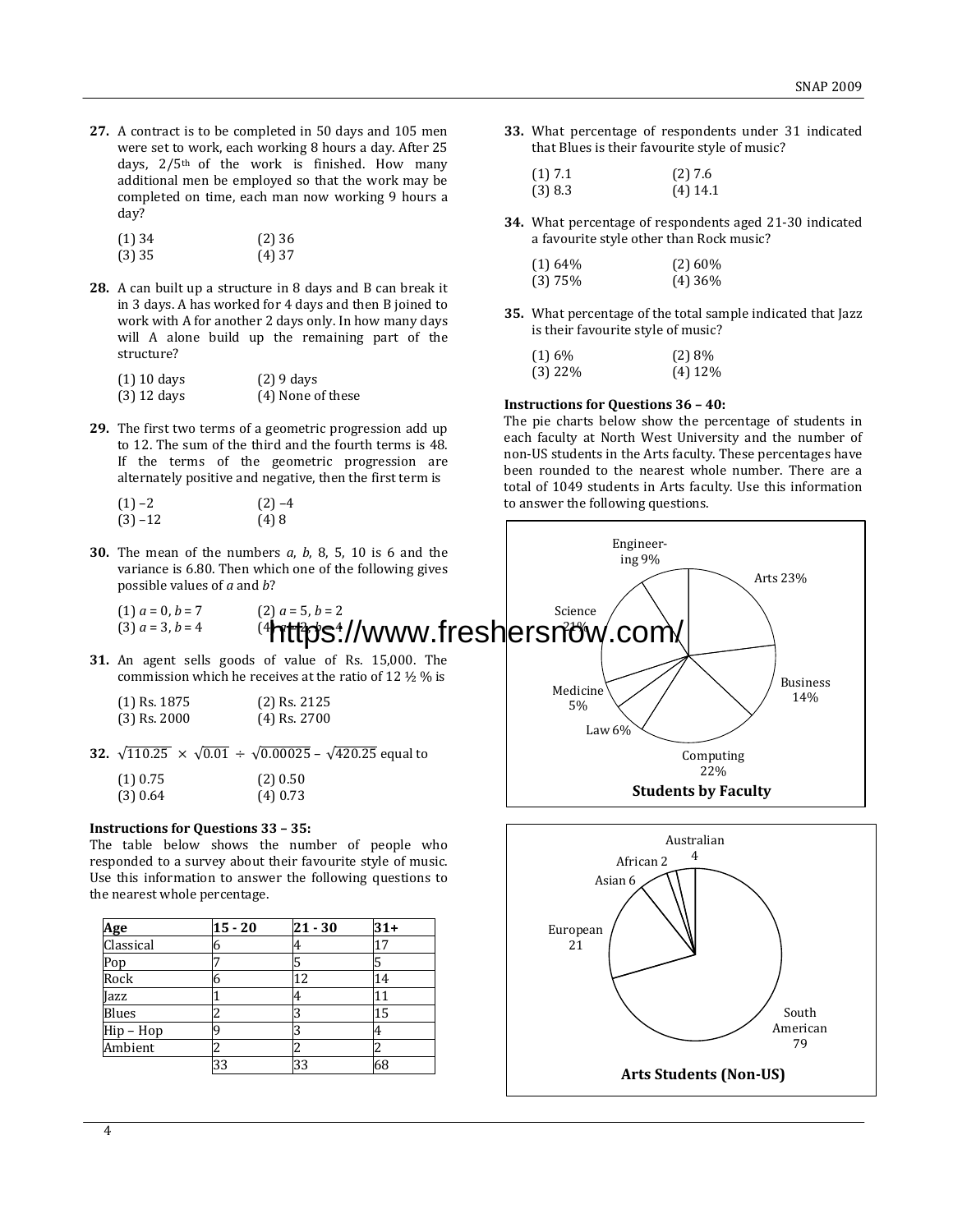**27.** A contract is to be completed in 50 days and 105 men were set to work, each working 8 hours a day. After 25 days, 2/5th of the work is finished. How many additional men be employed so that the work may be completed on time, each man now working 9 hours a day?

(1) 34 (2) 36
(3) 35 (4) 37

**28.** A can built up a structure in 8 days and B can break it in 3 days. A has worked for 4 days and then B joined to work with A for another 2 days only. In how many days will A alone build up the remaining part of the structure?

(1) 10 days (2) 9 days
(3) 12 days (4) None of these

**29.** The first two terms of a geometric progression add up to 12. The sum of the third and the fourth terms is 48. If the terms of the geometric progression are alternately positive and negative, then the first term is

(1) –2 (2) –4
(3) –12 (4) 8

**30.** The mean of the numbers $a$, $b$, 8, 5, 10 is 6 and the variance is 6.80. Then which one of the following gives possible values of $a$ and $b$?

(1) $a = 0, b = 7$ (2) $a = 5, b = 2$
(3) $a = 3, b = 4$ (4) $a = 2, b = 4$

**31.** An agent sells goods of value of Rs. 15,000. The commission which he receives at the ratio of 12 ½ % is

(1) Rs. 1875 (2) Rs. 2125
(3) Rs. 2000 (4) Rs. 2700

**32.** $\sqrt{110.25} \times \sqrt{0.01} \div \sqrt{0.00025} - \sqrt{420.25}$ equal to

(1) 0.75 (2) 0.50
(3) 0.64 (4) 0.73

**Instructions for Questions 33 – 35:**
The table below shows the number of people who responded to a survey about their favourite style of music. Use this information to answer the following questions to the nearest whole percentage.

| Age | 15 - 20 | 21 - 30 | 31+ |
|---|---|---|---|
| Classical | 6 | 4 | 17 |
| Pop | 7 | 5 | 5 |
| Rock | 6 | 12 | 14 |
| Jazz | 1 | 4 | 11 |
| Blues | 2 | 3 | 15 |
| Hip – Hop | 9 | 3 | 4 |
| Ambient | 2 | 2 | 2 |
| | 33 | 33 | 68 |

**33.** What percentage of respondents under 31 indicated that Blues is their favourite style of music?

(1) 7.1 (2) 7.6
(3) 8.3 (4) 14.1

**34.** What percentage of respondents aged 21-30 indicated a favourite style other than Rock music?

(1) 64% (2) 60%
(3) 75% (4) 36%

**35.** What percentage of the total sample indicated that Jazz is their favourite style of music?

(1) 6% (2) 8%
(3) 22% (4) 12%

**Instructions for Questions 36 – 40:**
The pie charts below show the percentage of students in each faculty at North West University and the number of non-US students in the Arts faculty. These percentages have been rounded to the nearest whole number. There are a total of 1049 students in Arts faculty. Use this information to answer the following questions.

Engineering 9%, Arts 23%, Science 21%, Business 14%, Medicine 5%, Law 6%, Computing 22%

**Students by Faculty**

Australian 4, African 2, Asian 6, European 21, South American 79

**Arts Students (Non-US)**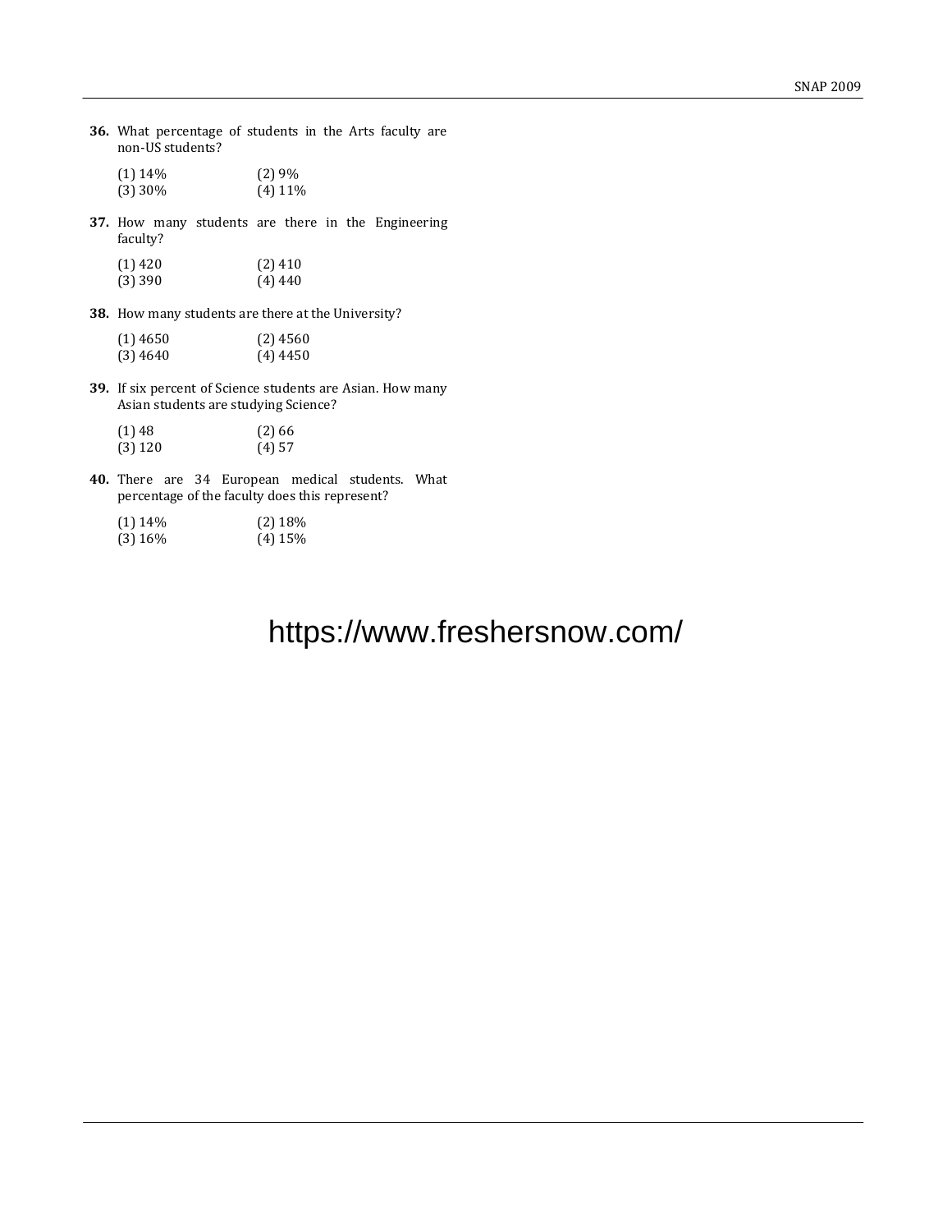**36.** What percentage of students in the Arts faculty are non-US students?

(1) 14% (2) 9%
(3) 30% (4) 11%

**37.** How many students are there in the Engineering faculty?

(1) 420 (2) 410
(3) 390 (4) 440

**38.** How many students are there at the University?

(1) 4650 (2) 4560
(3) 4640 (4) 4450

**39.** If six percent of Science students are Asian. How many Asian students are studying Science?

(1) 48 (2) 66
(3) 120 (4) 57

**40.** There are 34 European medical students. What percentage of the faculty does this represent?

(1) 14% (2) 18%
(3) 16% (4) 15%

https://www.freshersnow.com/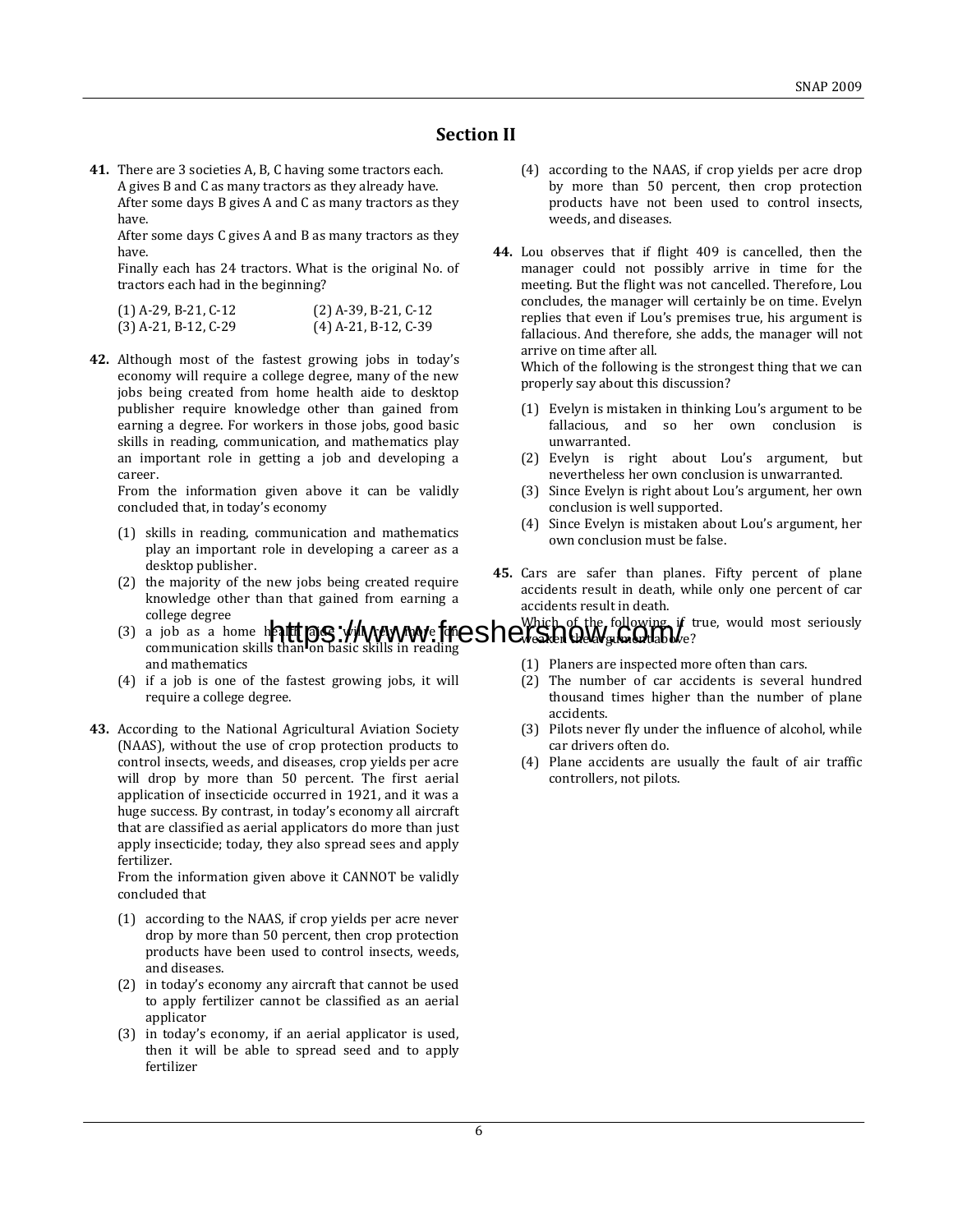## Section II

**41.** There are 3 societies A, B, C having some tractors each.
A gives B and C as many tractors as they already have.
After some days B gives A and C as many tractors as they have.
After some days C gives A and B as many tractors as they have.
Finally each has 24 tractors. What is the original No. of tractors each had in the beginning?

(1) A-29, B-21, C-12
(2) A-39, B-21, C-12
(3) A-21, B-12, C-29
(4) A-21, B-12, C-39

**42.** Although most of the fastest growing jobs in today's economy will require a college degree, many of the new jobs being created from home health aide to desktop publisher require knowledge other than gained from earning a degree. For workers in those jobs, good basic skills in reading, communication, and mathematics play an important role in getting a job and developing a career.
From the information given above it can be validly concluded that, in today's economy

(1) skills in reading, communication and mathematics play an important role in developing a career as a desktop publisher.
(2) the majority of the new jobs being created require knowledge other than that gained from earning a college degree
(3) a job as a home health aide will rely more on communication skills than on basic skills in reading and mathematics
(4) if a job is one of the fastest growing jobs, it will require a college degree.

**43.** According to the National Agricultural Aviation Society (NAAS), without the use of crop protection products to control insects, weeds, and diseases, crop yields per acre will drop by more than 50 percent. The first aerial application of insecticide occurred in 1921, and it was a huge success. By contrast, in today's economy all aircraft that are classified as aerial applicators do more than just apply insecticide; today, they also spread sees and apply fertilizer.
From the information given above it CANNOT be validly concluded that

(1) according to the NAAS, if crop yields per acre never drop by more than 50 percent, then crop protection products have been used to control insects, weeds, and diseases.
(2) in today's economy any aircraft that cannot be used to apply fertilizer cannot be classified as an aerial applicator
(3) in today's economy, if an aerial applicator is used, then it will be able to spread seed and to apply fertilizer
(4) according to the NAAS, if crop yields per acre drop by more than 50 percent, then crop protection products have not been used to control insects, weeds, and diseases.

**44.** Lou observes that if flight 409 is cancelled, then the manager could not possibly arrive in time for the meeting. But the flight was not cancelled. Therefore, Lou concludes, the manager will certainly be on time. Evelyn replies that even if Lou's premises true, his argument is fallacious. And therefore, she adds, the manager will not arrive on time after all.
Which of the following is the strongest thing that we can properly say about this discussion?

(1) Evelyn is mistaken in thinking Lou's argument to be fallacious, and so her own conclusion is unwarranted.
(2) Evelyn is right about Lou's argument, but nevertheless her own conclusion is unwarranted.
(3) Since Evelyn is right about Lou's argument, her own conclusion is well supported.
(4) Since Evelyn is mistaken about Lou's argument, her own conclusion must be false.

**45.** Cars are safer than planes. Fifty percent of plane accidents result in death, while only one percent of car accidents result in death.
Which of the following, if true, would most seriously weaken the argument above?

(1) Planers are inspected more often than cars.
(2) The number of car accidents is several hundred thousand times higher than the number of plane accidents.
(3) Pilots never fly under the influence of alcohol, while car drivers often do.
(4) Plane accidents are usually the fault of air traffic controllers, not pilots.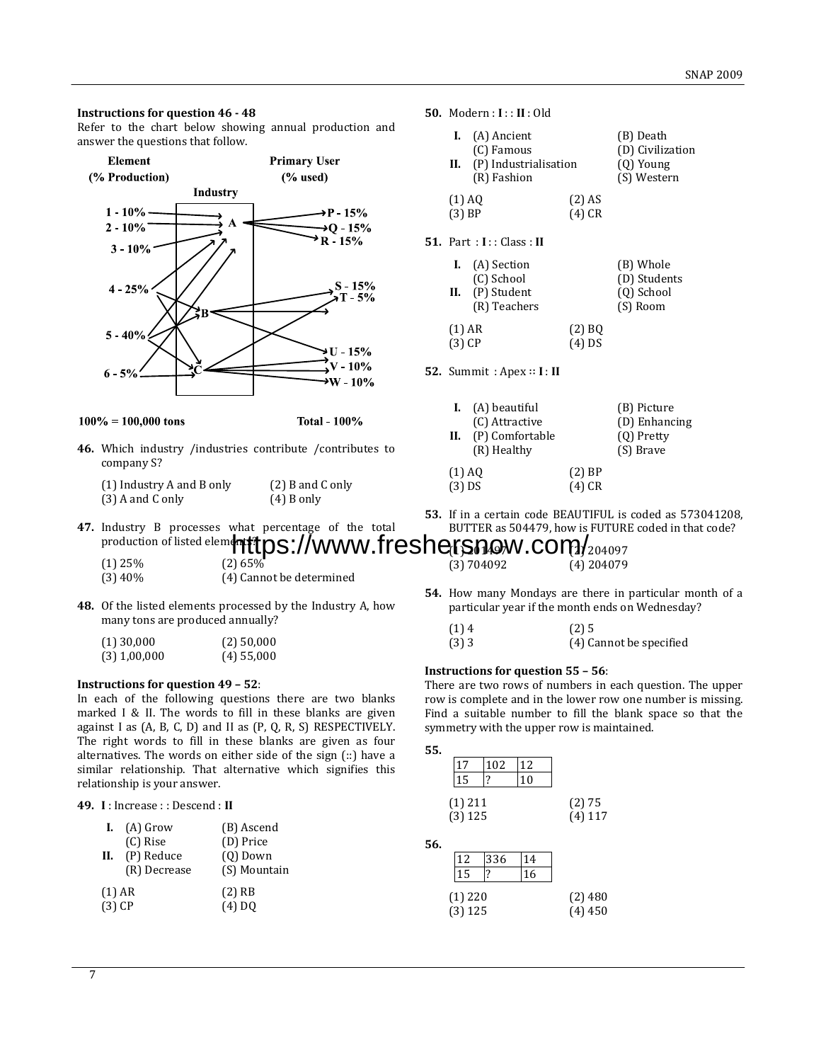### Instructions for question 46 - 48

Refer to the chart below showing annual production and answer the questions that follow.

| Element (% Production) | Industry | Primary User (% used) |
|---|---|---|
| 1 - 10% | A | P - 15% |
| 2 - 10% | | Q - 15% |
| 3 - 10% | | R - 15% |
| 4 - 25% | B | S - 15% |
| 5 - 40% | | T - 5% |
| 6 - 5% | C | U - 15% |
| | | V - 10% |
| | | W - 10% |
| 100% = 100,000 tons | | Total - 100% |

**46.** Which industry /industries contribute /contributes to company S?

(1) Industry A and B only　(2) B and C only
(3) A and C only　(4) B only

**47.** Industry B processes what percentage of the total production of listed elements?

(1) 25%　(2) 65%
(3) 40%　(4) Cannot be determined

**48.** Of the listed elements processed by the Industry A, how many tons are produced annually?

(1) 30,000　(2) 50,000
(3) 1,00,000　(4) 55,000

### Instructions for question 49 – 52:

In each of the following questions there are two blanks marked I & II. The words to fill in these blanks are given against I as (A, B, C, D) and II as (P, Q, R, S) RESPECTIVELY. The right words to fill in these blanks are given as four alternatives. The words on either side of the sign (::) have a similar relationship. That alternative which signifies this relationship is your answer.

**49.** **I** : Increase : : Descend : **II**

**I.** (A) Grow　(B) Ascend
(C) Rise　(D) Price
**II.** (P) Reduce　(Q) Down
(R) Decrease　(S) Mountain

(1) AR　(2) RB
(3) CP　(4) DQ

**50.** Modern : **I** : : **II** : Old

**I.** (A) Ancient　(B) Death
(C) Famous　(D) Civilization
**II.** (P) Industrialisation　(Q) Young
(R) Fashion　(S) Western

(1) AQ　(2) AS
(3) BP　(4) CR

**51.** Part : **I** : : Class : **II**

**I.** (A) Section　(B) Whole
(C) School　(D) Students
**II.** (P) Student　(Q) School
(R) Teachers　(S) Room

(1) AR　(2) BQ
(3) CP　(4) DS

**52.** Summit : Apex :: **I** : **II**

**I.** (A) beautiful　(B) Picture
(C) Attractive　(D) Enhancing
**II.** (P) Comfortable　(Q) Pretty
(R) Healthy　(S) Brave

(1) AQ　(2) BP
(3) DS　(4) CR

**53.** If in a certain code BEAUTIFUL is coded as 573041208, BUTTER as 504479, how is FUTURE coded in that code?

(1) 204497　(2) 204097
(3) 704092　(4) 204079

**54.** How many Mondays are there in particular month of a particular year if the month ends on Wednesday?

(1) 4　(2) 5
(3) 3　(4) Cannot be specified

### Instructions for question 55 – 56:

There are two rows of numbers in each question. The upper row is complete and in the lower row one number is missing. Find a suitable number to fill the blank space so that the symmetry with the upper row is maintained.

**55.**

| 17 | 102 | 12 |
|---|---|---|
| 15 | ? | 10 |

(1) 211　(2) 75
(3) 125　(4) 117

**56.**

| 12 | 336 | 14 |
|---|---|---|
| 15 | ? | 16 |

(1) 220　(2) 480
(3) 125　(4) 450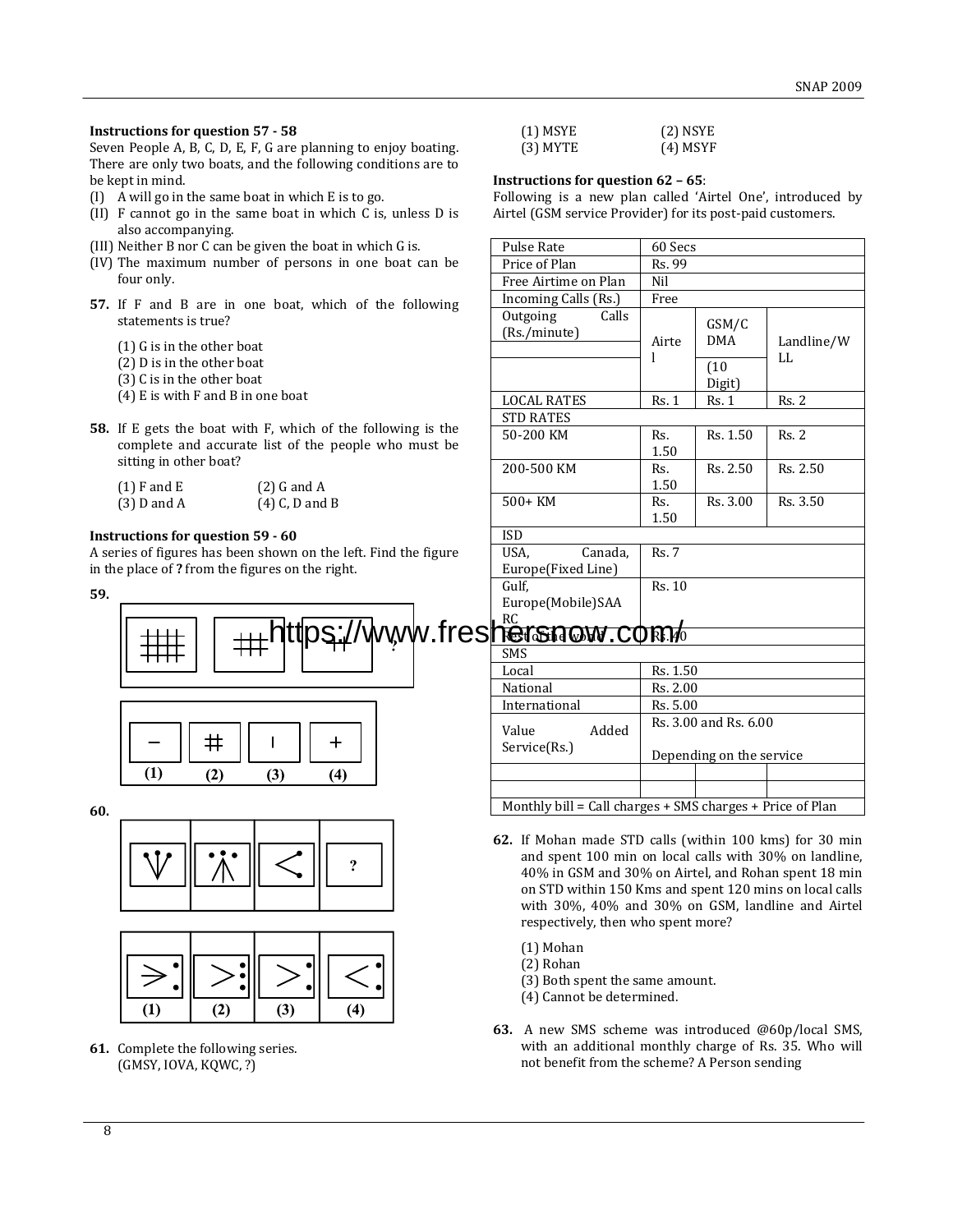**Instructions for question 57 - 58**

Seven People A, B, C, D, E, F, G are planning to enjoy boating. There are only two boats, and the following conditions are to be kept in mind.

(I) A will go in the same boat in which E is to go.
(II) F cannot go in the same boat in which C is, unless D is also accompanying.
(III) Neither B nor C can be given the boat in which G is.
(IV) The maximum number of persons in one boat can be four only.

**57.** If F and B are in one boat, which of the following statements is true?

(1) G is in the other boat
(2) D is in the other boat
(3) C is in the other boat
(4) E is with F and B in one boat

**58.** If E gets the boat with F, which of the following is the complete and accurate list of the people who must be sitting in other boat?

(1) F and E (2) G and A
(3) D and A (4) C, D and B

**Instructions for question 59 - 60**

A series of figures has been shown on the left. Find the figure in the place of **?** from the figures on the right.

**59.**

(1) (2) (3) (4)

**60.**

(1) (2) (3) (4)

**61.** Complete the following series.
(GMSY, IOVA, KQWC, ?)

(1) MSYE (2) NSYE
(3) MYTE (4) MSYF

**Instructions for question 62 – 65**:

Following is a new plan called 'Airtel One', introduced by Airtel (GSM service Provider) for its post-paid customers.

| Pulse Rate | 60 Secs | | |
|---|---|---|---|
| Price of Plan | Rs. 99 | | |
| Free Airtime on Plan | Nil | | |
| Incoming Calls (Rs.) | Free | | |
| Outgoing Calls (Rs./minute) | Airtel | GSM/CDMA (10 Digit) | Landline/WLL |
| LOCAL RATES | Rs. 1 | Rs. 1 | Rs. 2 |
| STD RATES | | | |
| 50-200 KM | Rs. 1.50 | Rs. 1.50 | Rs. 2 |
| 200-500 KM | Rs. 1.50 | Rs. 2.50 | Rs. 2.50 |
| 500+ KM | Rs. 1.50 | Rs. 3.00 | Rs. 3.50 |
| ISD | | | |
| USA, Canada, Europe(Fixed Line) | Rs. 7 | | |
| Gulf, Europe(Mobile)SAARC | Rs. 10 | | |
| Rest of the world | Rs. 40 | | |
| SMS | | | |
| Local | Rs. 1.50 | | |
| National | Rs. 2.00 | | |
| International | Rs. 5.00 | | |
| Value Added Service(Rs.) | Rs. 3.00 and Rs. 6.00 Depending on the service | | |
| | | | |
| | | | |
| Monthly bill = Call charges + SMS charges + Price of Plan | | | |

**62.** If Mohan made STD calls (within 100 kms) for 30 min and spent 100 min on local calls with 30% on landline, 40% in GSM and 30% on Airtel, and Rohan spent 18 min on STD within 150 Kms and spent 120 mins on local calls with 30%, 40% and 30% on GSM, landline and Airtel respectively, then who spent more?

(1) Mohan
(2) Rohan
(3) Both spent the same amount.
(4) Cannot be determined.

**63.** A new SMS scheme was introduced @60p/local SMS, with an additional monthly charge of Rs. 35. Who will not benefit from the scheme? A Person sending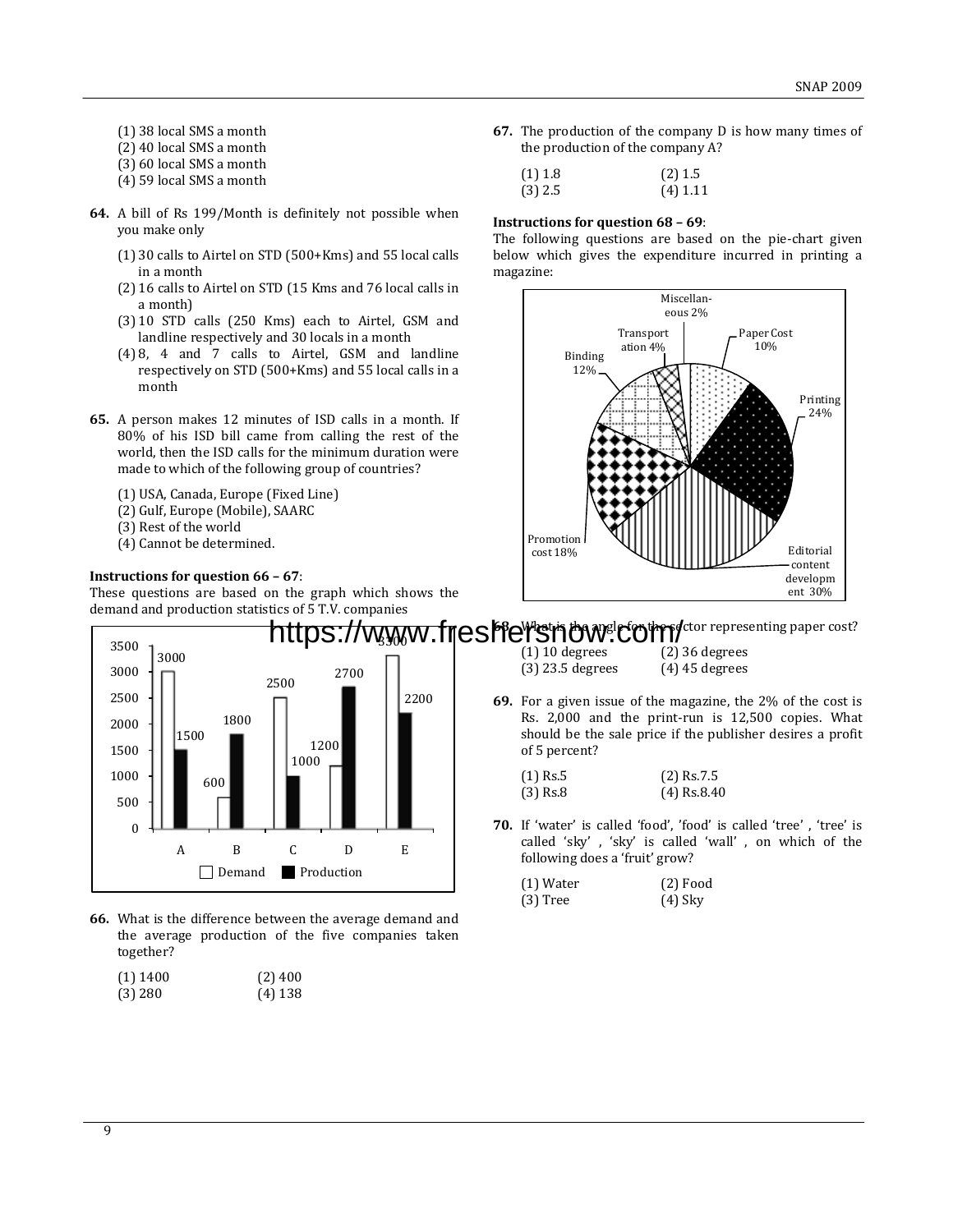(1) 38 local SMS a month
(2) 40 local SMS a month
(3) 60 local SMS a month
(4) 59 local SMS a month

**64.** A bill of Rs 199/Month is definitely not possible when you make only

(1) 30 calls to Airtel on STD (500+Kms) and 55 local calls in a month
(2) 16 calls to Airtel on STD (15 Kms and 76 local calls in a month)
(3) 10 STD calls (250 Kms) each to Airtel, GSM and landline respectively and 30 locals in a month
(4) 8, 4 and 7 calls to Airtel, GSM and landline respectively on STD (500+Kms) and 55 local calls in a month

**65.** A person makes 12 minutes of ISD calls in a month. If 80% of his ISD bill came from calling the rest of the world, then the ISD calls for the minimum duration were made to which of the following group of countries?

(1) USA, Canada, Europe (Fixed Line)
(2) Gulf, Europe (Mobile), SAARC
(3) Rest of the world
(4) Cannot be determined.

**Instructions for question 66 – 67**:
These questions are based on the graph which shows the demand and production statistics of 5 T.V. companies

| Company | Demand | Production |
|---|---|---|
| A | 3000 | 1500 |
| B | 600 | 1800 |
| C | 2500 | 1000 |
| D | 1200 | 2700 |
| E | 3300 | 2200 |

**66.** What is the difference between the average demand and the average production of the five companies taken together?

(1) 1400 (2) 400
(3) 280 (4) 138

**67.** The production of the company D is how many times of the production of the company A?

(1) 1.8 (2) 1.5
(3) 2.5 (4) 1.11

**Instructions for question 68 – 69**:
The following questions are based on the pie-chart given below which gives the expenditure incurred in printing a magazine:

| Item | Percentage |
|---|---|
| Paper Cost | 10% |
| Printing | 24% |
| Editorial content development | 30% |
| Promotion cost | 18% |
| Binding | 12% |
| Transportation | 4% |
| Miscellaneous | 2% |

**68.** What is the angle for the sector representing paper cost?

(1) 10 degrees (2) 36 degrees
(3) 23.5 degrees (4) 45 degrees

**69.** For a given issue of the magazine, the 2% of the cost is Rs. 2,000 and the print-run is 12,500 copies. What should be the sale price if the publisher desires a profit of 5 percent?

(1) Rs.5 (2) Rs.7.5
(3) Rs.8 (4) Rs.8.40

**70.** If 'water' is called 'food', 'food' is called 'tree', 'tree' is called 'sky', 'sky' is called 'wall', on which of the following does a 'fruit' grow?

(1) Water (2) Food
(3) Tree (4) Sky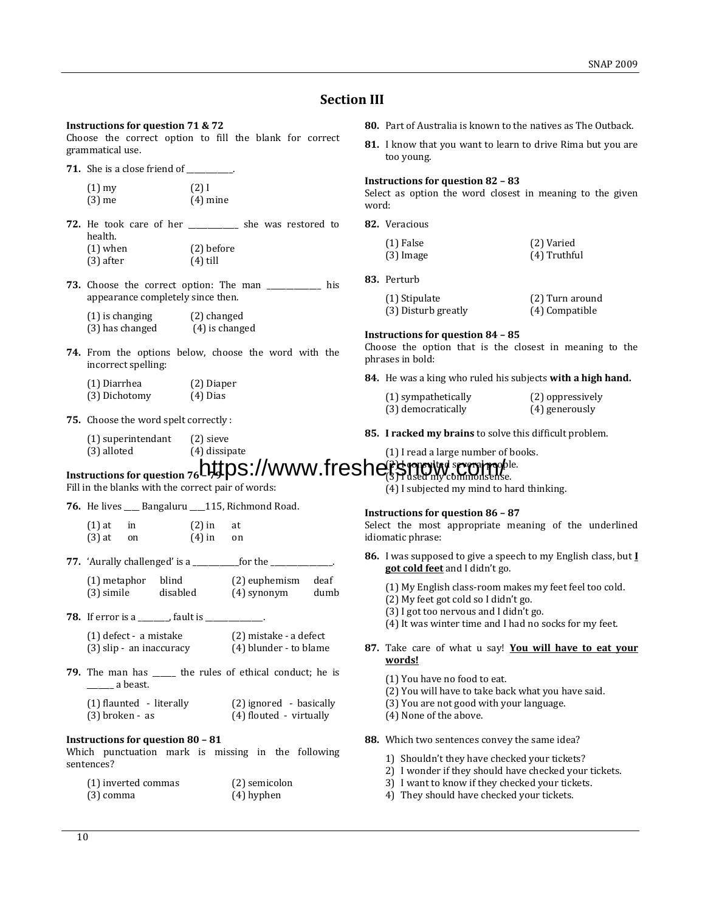## Section III

**Instructions for question 71 & 72**
Choose the correct option to fill the blank for correct grammatical use.

**71.** She is a close friend of ___________.

(1) my (2) I
(3) me (4) mine

**72.** He took care of her ____________ she was restored to health.
(1) when (2) before
(3) after (4) till

**73.** Choose the correct option: The man _____________ his appearance completely since then.

(1) is changing (2) changed
(3) has changed (4) is changed

**74.** From the options below, choose the word with the incorrect spelling:

(1) Diarrhea (2) Diaper
(3) Dichotomy (4) Dias

**75.** Choose the word spelt correctly :

(1) superintendant (2) sieve
(3) alloted (4) dissipate

**Instructions for question 76 – 79**
Fill in the blanks with the correct pair of words:

**76.** He lives ____ Bangaluru ____115, Richmond Road.

(1) at in (2) in at
(3) at on (4) in on

**77.** 'Aurally challenged' is a ___________for the _______________.

(1) metaphor blind (2) euphemism deaf
(3) simile disabled (4) synonym dumb

**78.** If error is a ________, fault is _______________.

(1) defect - a mistake (2) mistake - a defect
(3) slip - an inaccuracy (4) blunder - to blame

**79.** The man has ______ the rules of ethical conduct; he is _______ a beast.

(1) flaunted - literally (2) ignored - basically
(3) broken - as (4) flouted - virtually

**Instructions for question 80 – 81**
Which punctuation mark is missing in the following sentences?

(1) inverted commas (2) semicolon
(3) comma (4) hyphen

**80.** Part of Australia is known to the natives as The Outback.

**81.** I know that you want to learn to drive Rima but you are too young.

**Instructions for question 82 – 83**
Select as option the word closest in meaning to the given word:

**82.** Veracious

(1) False (2) Varied
(3) Image (4) Truthful

**83.** Perturb

(1) Stipulate (2) Turn around
(3) Disturb greatly (4) Compatible

**Instructions for question 84 – 85**
Choose the option that is the closest in meaning to the phrases in bold:

**84.** He was a king who ruled his subjects **with a high hand.**

(1) sympathetically (2) oppressively
(3) democratically (4) generously

**85.** **I racked my brains** to solve this difficult problem.

(1) I read a large number of books.
(2) I consulted several people.
(3) I used my commonsense.
(4) I subjected my mind to hard thinking.

**Instructions for question 86 – 87**
Select the most appropriate meaning of the underlined idiomatic phrase:

**86.** I was supposed to give a speech to my English class, but **I got cold feet** and I didn't go.

(1) My English class-room makes my feet feel too cold.
(2) My feet got cold so I didn't go.
(3) I got too nervous and I didn't go.
(4) It was winter time and I had no socks for my feet.

**87.** Take care of what u say! **You will have to eat your words!**

(1) You have no food to eat.
(2) You will have to take back what you have said.
(3) You are not good with your language.
(4) None of the above.

**88.** Which two sentences convey the same idea?

1) Shouldn't they have checked your tickets?
2) I wonder if they should have checked your tickets.
3) I want to know if they checked your tickets.
4) They should have checked your tickets.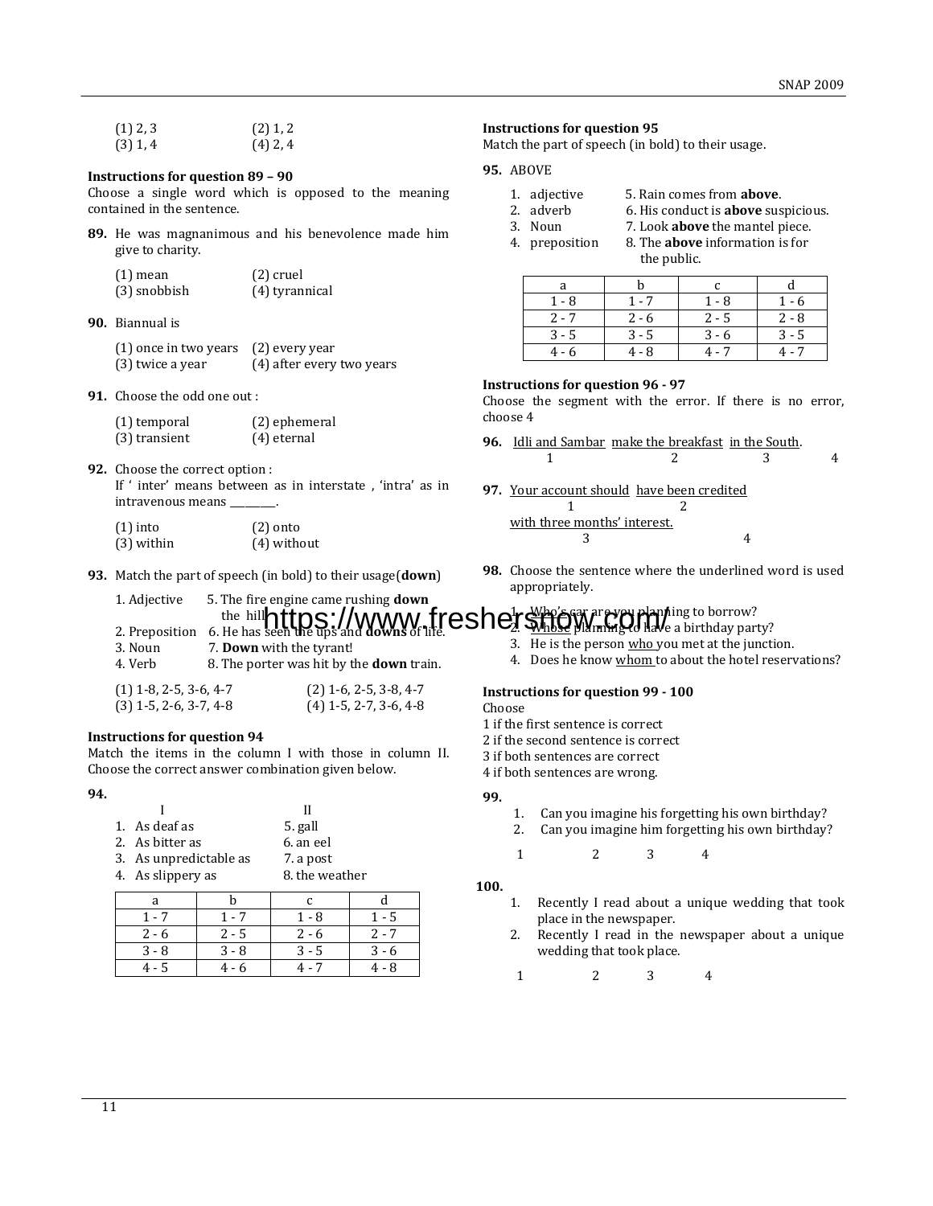(1) 2, 3　　(2) 1, 2
(3) 1, 4　　(4) 2, 4

**Instructions for question 89 – 90**

Choose a single word which is opposed to the meaning contained in the sentence.

**89.** He was magnanimous and his benevolence made him give to charity.

(1) mean　　(2) cruel
(3) snobbish　　(4) tyrannical

**90.** Biannual is

(1) once in two years　　(2) every year
(3) twice a year　　(4) after every two years

**91.** Choose the odd one out :

(1) temporal　　(2) ephemeral
(3) transient　　(4) eternal

**92.** Choose the correct option :
If ' inter' means between as in interstate , 'intra' as in intravenous means ________.

(1) into　　(2) onto
(3) within　　(4) without

**93.** Match the part of speech (in bold) to their usage(**down**)

1. Adjective　　5. The fire engine came rushing **down** the hill
2. Preposition　　6. He has seen the ups and **downs** of life.
3. Noun　　7. **Down** with the tyrant!
4. Verb　　8. The porter was hit by the **down** train.

(1) 1-8, 2-5, 3-6, 4-7　　(2) 1-6, 2-5, 3-8, 4-7
(3) 1-5, 2-6, 3-7, 4-8　　(4) 1-5, 2-7, 3-6, 4-8

**Instructions for question 94**

Match the items in the column I with those in column II. Choose the correct answer combination given below.

**94.**

| I | II |
|---|---|
| 1. As deaf as | 5. gall |
| 2. As bitter as | 6. an eel |
| 3. As unpredictable as | 7. a post |
| 4. As slippery as | 8. the weather |

| a | b | c | d |
|---|---|---|---|
| 1 - 7 | 1 - 7 | 1 - 8 | 1 - 5 |
| 2 - 6 | 2 - 5 | 2 - 6 | 2 - 7 |
| 3 - 8 | 3 - 8 | 3 - 5 | 3 - 6 |
| 4 - 5 | 4 - 6 | 4 - 7 | 4 - 8 |

**Instructions for question 95**

Match the part of speech (in bold) to their usage.

**95.** ABOVE

1. adjective　　5. Rain comes from **above**.
2. adverb　　6. His conduct is **above** suspicious.
3. Noun　　7. Look **above** the mantel piece.
4. preposition　　8. The **above** information is for the public.

| a | b | c | d |
|---|---|---|---|
| 1 - 8 | 1 - 7 | 1 - 8 | 1 - 6 |
| 2 - 7 | 2 - 6 | 2 - 5 | 2 - 8 |
| 3 - 5 | 3 - 5 | 3 - 6 | 3 - 5 |
| 4 - 6 | 4 - 8 | 4 - 7 | 4 - 7 |

**Instructions for question 96 - 97**

Choose the segment with the error. If there is no error, choose 4

**96.** <u>Idli and Sambar</u> (1) <u>make the breakfast</u> (2) <u>in the South</u>. (3) (4)

**97.** <u>Your account should</u> (1) <u>have been credited</u> (2) <u>with three months' interest.</u> (3) (4)

**98.** Choose the sentence where the underlined word is used appropriately.

1. <u>Who's</u> car are you planning to borrow?
2. <u>Whose</u> planning to have a birthday party?
3. He is the person <u>who</u> you met at the junction.
4. Does he know <u>whom</u> to about the hotel reservations?

**Instructions for question 99 - 100**

Choose
1 if the first sentence is correct
2 if the second sentence is correct
3 if both sentences are correct
4 if both sentences are wrong.

**99.**

1. Can you imagine his forgetting his own birthday?
2. Can you imagine him forgetting his own birthday?

1　　2　　3　　4

**100.**

1. Recently I read about a unique wedding that took place in the newspaper.
2. Recently I read in the newspaper about a unique wedding that took place.

1　　2　　3　　4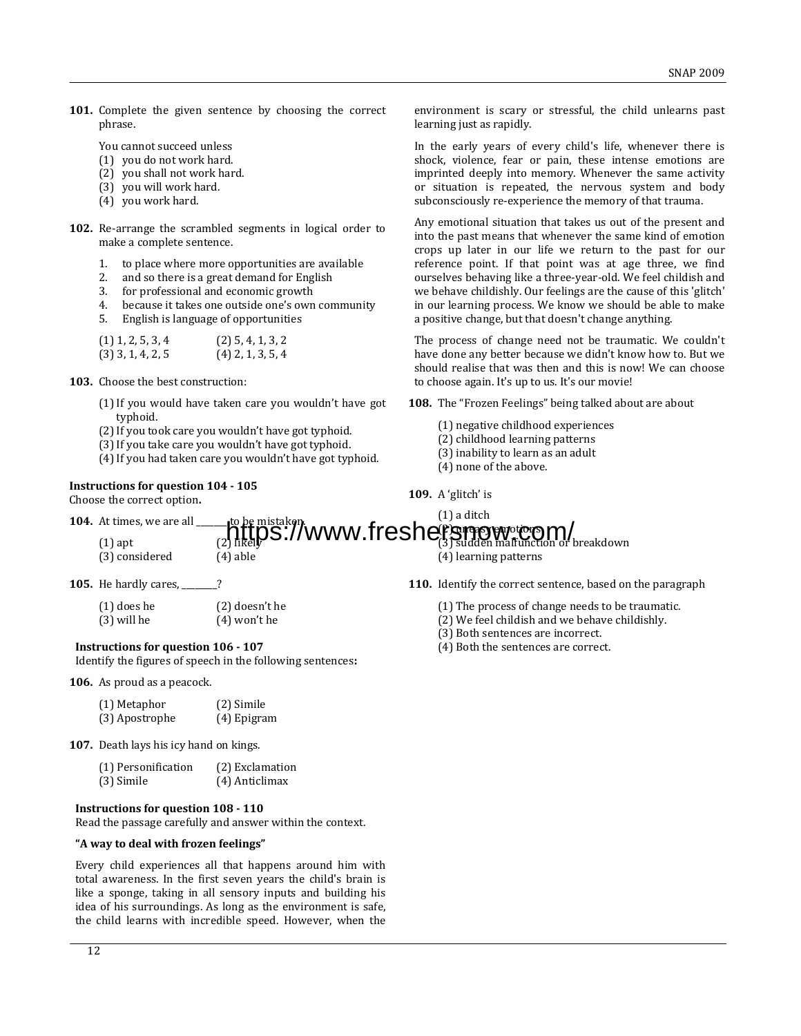**101.** Complete the given sentence by choosing the correct phrase.

You cannot succeed unless

(1) you do not work hard.
(2) you shall not work hard.
(3) you will work hard.
(4) you work hard.

**102.** Re-arrange the scrambled segments in logical order to make a complete sentence.

1. to place where more opportunities are available
2. and so there is a great demand for English
3. for professional and economic growth
4. because it takes one outside one's own community
5. English is language of opportunities

(1) 1, 2, 5, 3, 4 (2) 5, 4, 1, 3, 2
(3) 3, 1, 4, 2, 5 (4) 2, 1, 3, 5, 4

**103.** Choose the best construction:

(1) If you would have taken care you wouldn't have got typhoid.
(2) If you took care you wouldn't have got typhoid.
(3) If you take care you wouldn't have got typhoid.
(4) If you had taken care you wouldn't have got typhoid.

**Instructions for question 104 - 105**
Choose the correct option**.**

**104.** At times, we are all ________ to be mistaken.

(1) apt (2) likely
(3) considered (4) able

**105.** He hardly cares, ________?

(1) does he (2) doesn't he
(3) will he (4) won't he

**Instructions for question 106 - 107**
Identify the figures of speech in the following sentences**:**

**106.** As proud as a peacock.

(1) Metaphor (2) Simile
(3) Apostrophe (4) Epigram

**107.** Death lays his icy hand on kings.

(1) Personification (2) Exclamation
(3) Simile (4) Anticlimax

**Instructions for question 108 - 110**
Read the passage carefully and answer within the context.

**"A way to deal with frozen feelings"**

Every child experiences all that happens around him with total awareness. In the first seven years the child's brain is like a sponge, taking in all sensory inputs and building his idea of his surroundings. As long as the environment is safe, the child learns with incredible speed. However, when the environment is scary or stressful, the child unlearns past learning just as rapidly.

In the early years of every child's life, whenever there is shock, violence, fear or pain, these intense emotions are imprinted deeply into memory. Whenever the same activity or situation is repeated, the nervous system and body subconsciously re-experience the memory of that trauma.

Any emotional situation that takes us out of the present and into the past means that whenever the same kind of emotion crops up later in our life we return to the past for our reference point. If that point was at age three, we find ourselves behaving like a three-year-old. We feel childish and we behave childishly. Our feelings are the cause of this 'glitch' in our learning process. We know we should be able to make a positive change, but that doesn't change anything.

The process of change need not be traumatic. We couldn't have done any better because we didn't know how to. But we should realise that was then and this is now! We can choose to choose again. It's up to us. It's our movie!

**108.** The "Frozen Feelings" being talked about are about

(1) negative childhood experiences
(2) childhood learning patterns
(3) inability to learn as an adult
(4) none of the above.

**109.** A 'glitch' is

(1) a ditch
(2) uneasy emotions
(3) sudden malfunction or breakdown
(4) learning patterns

**110.** Identify the correct sentence, based on the paragraph

(1) The process of change needs to be traumatic.
(2) We feel childish and we behave childishly.
(3) Both sentences are incorrect.
(4) Both the sentences are correct.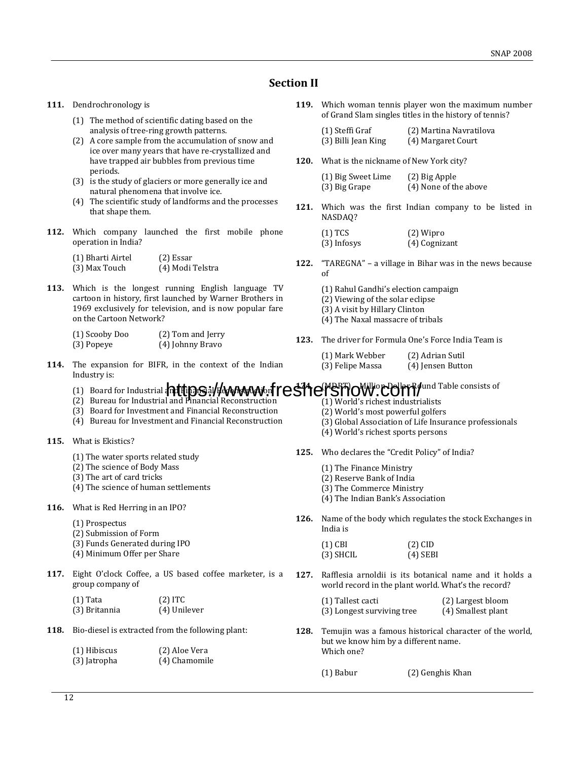## Section II

**111.** Dendrochronology is

(1) The method of scientific dating based on the analysis of tree-ring growth patterns.
(2) A core sample from the accumulation of snow and ice over many years that have re-crystallized and have trapped air bubbles from previous time periods.
(3) is the study of glaciers or more generally ice and natural phenomena that involve ice.
(4) The scientific study of landforms and the processes that shape them.

**112.** Which company launched the first mobile phone operation in India?

(1) Bharti Airtel (2) Essar
(3) Max Touch (4) Modi Telstra

**113.** Which is the longest running English language TV cartoon in history, first launched by Warner Brothers in 1969 exclusively for television, and is now popular fare on the Cartoon Network?

(1) Scooby Doo (2) Tom and Jerry
(3) Popeye (4) Johnny Bravo

**114.** The expansion for BIFR, in the context of the Indian Industry is:

(1) Board for Industrial and Financial Reconstruction
(2) Bureau for Industrial and Financial Reconstruction
(3) Board for Investment and Financial Reconstruction
(4) Bureau for Investment and Financial Reconstruction

**115.** What is Ekistics?

(1) The water sports related study
(2) The science of Body Mass
(3) The art of card tricks
(4) The science of human settlements

**116.** What is Red Herring in an IPO?

(1) Prospectus
(2) Submission of Form
(3) Funds Generated during IPO
(4) Minimum Offer per Share

**117.** Eight O'clock Coffee, a US based coffee marketer, is a group company of

(1) Tata (2) ITC
(3) Britannia (4) Unilever

**118.** Bio-diesel is extracted from the following plant:

(1) Hibiscus (2) Aloe Vera
(3) Jatropha (4) Chamomile

**119.** Which woman tennis player won the maximum number of Grand Slam singles titles in the history of tennis?

(1) Steffi Graf (2) Martina Navratilova
(3) Billi Jean King (4) Margaret Court

**120.** What is the nickname of New York city?

(1) Big Sweet Lime (2) Big Apple
(3) Big Grape (4) None of the above

**121.** Which was the first Indian company to be listed in NASDAQ?

(1) TCS (2) Wipro
(3) Infosys (4) Cognizant

**122.** "TAREGNA" – a village in Bihar was in the news because of

(1) Rahul Gandhi's election campaign
(2) Viewing of the solar eclipse
(3) A visit by Hillary Clinton
(4) The Naxal massacre of tribals

**123.** The driver for Formula One's Force India Team is

(1) Mark Webber (2) Adrian Sutil
(3) Felipe Massa (4) Jensen Button

**124.** (MDRT) – Million Dollar Round Table consists of

(1) World's richest industrialists
(2) World's most powerful golfers
(3) Global Association of Life Insurance professionals
(4) World's richest sports persons

**125.** Who declares the "Credit Policy" of India?

(1) The Finance Ministry
(2) Reserve Bank of India
(3) The Commerce Ministry
(4) The Indian Bank's Association

**126.** Name of the body which regulates the stock Exchanges in India is

(1) CBI (2) CID
(3) SHCIL (4) SEBI

**127.** Rafflesia arnoldii is its botanical name and it holds a world record in the plant world. What's the record?

(1) Tallest cacti (2) Largest bloom
(3) Longest surviving tree (4) Smallest plant

**128.** Temujin was a famous historical character of the world, but we know him by a different name.
Which one?

(1) Babur (2) Genghis Khan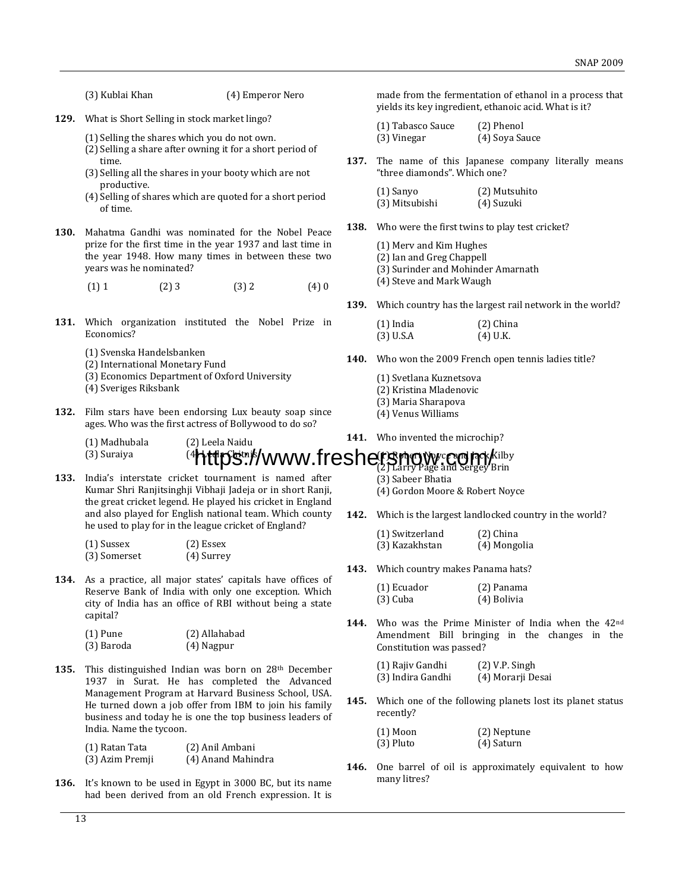(3) Kublai Khan (4) Emperor Nero

**129.** What is Short Selling in stock market lingo?

(1) Selling the shares which you do not own.
(2) Selling a share after owning it for a short period of time.
(3) Selling all the shares in your booty which are not productive.
(4) Selling of shares which are quoted for a short period of time.

**130.** Mahatma Gandhi was nominated for the Nobel Peace prize for the first time in the year 1937 and last time in the year 1948. How many times in between these two years was he nominated?

(1) 1 (2) 3 (3) 2 (4) 0

**131.** Which organization instituted the Nobel Prize in Economics?

(1) Svenska Handelsbanken
(2) International Monetary Fund
(3) Economics Department of Oxford University
(4) Sveriges Riksbank

**132.** Film stars have been endorsing Lux beauty soap since ages. Who was the first actress of Bollywood to do so?

(1) Madhubala (2) Leela Naidu
(3) Suraiya (4) Leela Chitnis

https://www.freshersnow.com/

**133.** India's interstate cricket tournament is named after Kumar Shri Ranjitsinghji Vibhaji Jadeja or in short Ranji, the great cricket legend. He played his cricket in England and also played for English national team. Which county he used to play for in the league cricket of England?

(1) Sussex (2) Essex
(3) Somerset (4) Surrey

**134.** As a practice, all major states' capitals have offices of Reserve Bank of India with only one exception. Which city of India has an office of RBI without being a state capital?

(1) Pune (2) Allahabad
(3) Baroda (4) Nagpur

**135.** This distinguished Indian was born on 28th December 1937 in Surat. He has completed the Advanced Management Program at Harvard Business School, USA. He turned down a job offer from IBM to join his family business and today he is one the top business leaders of India. Name the tycoon.

(1) Ratan Tata (2) Anil Ambani
(3) Azim Premji (4) Anand Mahindra

**136.** It's known to be used in Egypt in 3000 BC, but its name had been derived from an old French expression. It is made from the fermentation of ethanol in a process that yields its key ingredient, ethanoic acid. What is it?

(1) Tabasco Sauce (2) Phenol
(3) Vinegar (4) Soya Sauce

**137.** The name of this Japanese company literally means "three diamonds". Which one?

(1) Sanyo (2) Mutsuhito
(3) Mitsubishi (4) Suzuki

**138.** Who were the first twins to play test cricket?

(1) Merv and Kim Hughes
(2) Ian and Greg Chappell
(3) Surinder and Mohinder Amarnath
(4) Steve and Mark Waugh

**139.** Which country has the largest rail network in the world?

(1) India (2) China
(3) U.S.A (4) U.K.

**140.** Who won the 2009 French open tennis ladies title?

(1) Svetlana Kuznetsova
(2) Kristina Mladenovic
(3) Maria Sharapova
(4) Venus Williams

**141.** Who invented the microchip?

(1) Robert Noyce and Jack Kilby
(2) Larry Page and Sergey Brin
(3) Sabeer Bhatia
(4) Gordon Moore & Robert Noyce

**142.** Which is the largest landlocked country in the world?

(1) Switzerland (2) China
(3) Kazakhstan (4) Mongolia

**143.** Which country makes Panama hats?

(1) Ecuador (2) Panama
(3) Cuba (4) Bolivia

**144.** Who was the Prime Minister of India when the 42nd Amendment Bill bringing in the changes in the Constitution was passed?

(1) Rajiv Gandhi (2) V.P. Singh
(3) Indira Gandhi (4) Morarji Desai

**145.** Which one of the following planets lost its planet status recently?

(1) Moon (2) Neptune
(3) Pluto (4) Saturn

**146.** One barrel of oil is approximately equivalent to how many litres?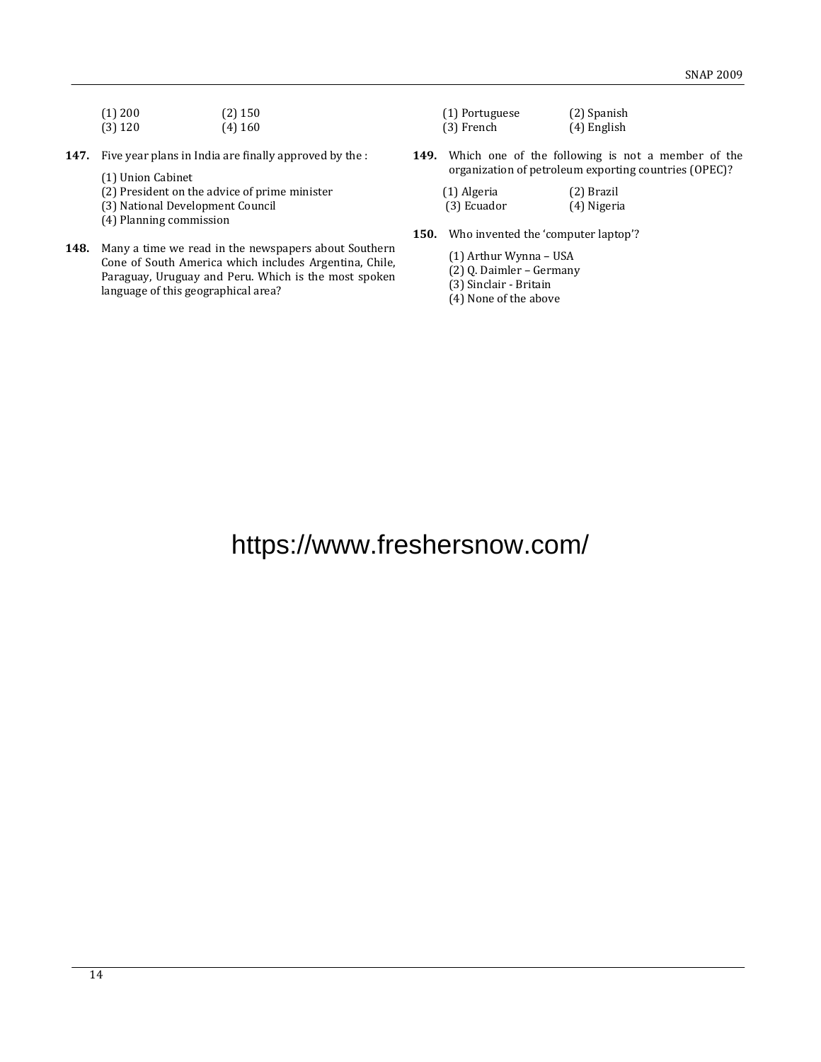(1) 200 (2) 150
(3) 120 (4) 160

**147.** Five year plans in India are finally approved by the :

(1) Union Cabinet
(2) President on the advice of prime minister
(3) National Development Council
(4) Planning commission

**148.** Many a time we read in the newspapers about Southern Cone of South America which includes Argentina, Chile, Paraguay, Uruguay and Peru. Which is the most spoken language of this geographical area?

(1) Portuguese (2) Spanish
(3) French (4) English

**149.** Which one of the following is not a member of the organization of petroleum exporting countries (OPEC)?

(1) Algeria (2) Brazil
(3) Ecuador (4) Nigeria

**150.** Who invented the 'computer laptop'?

(1) Arthur Wynna – USA
(2) Q. Daimler – Germany
(3) Sinclair - Britain
(4) None of the above

https://www.freshersnow.com/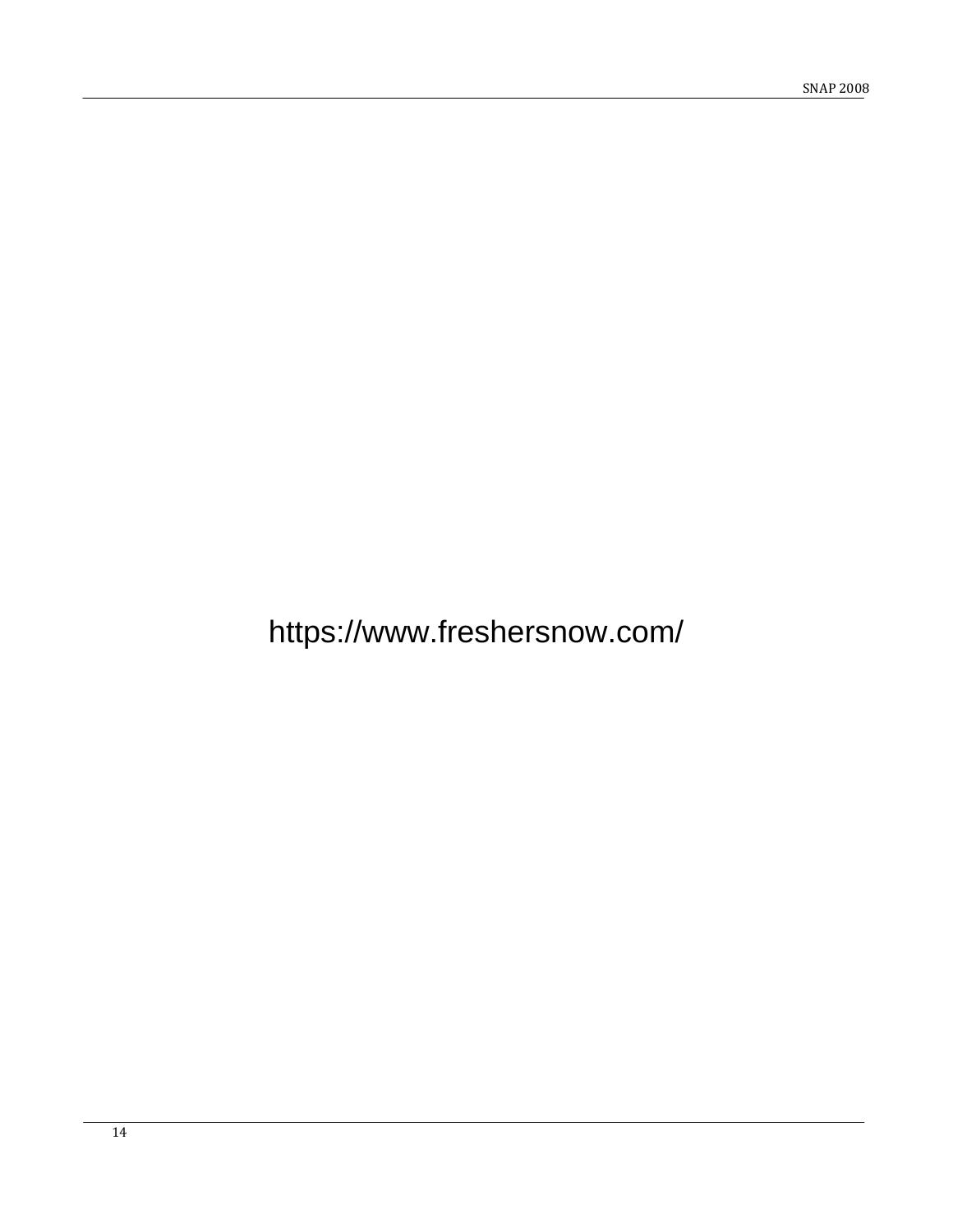https://www.freshersnow.com/